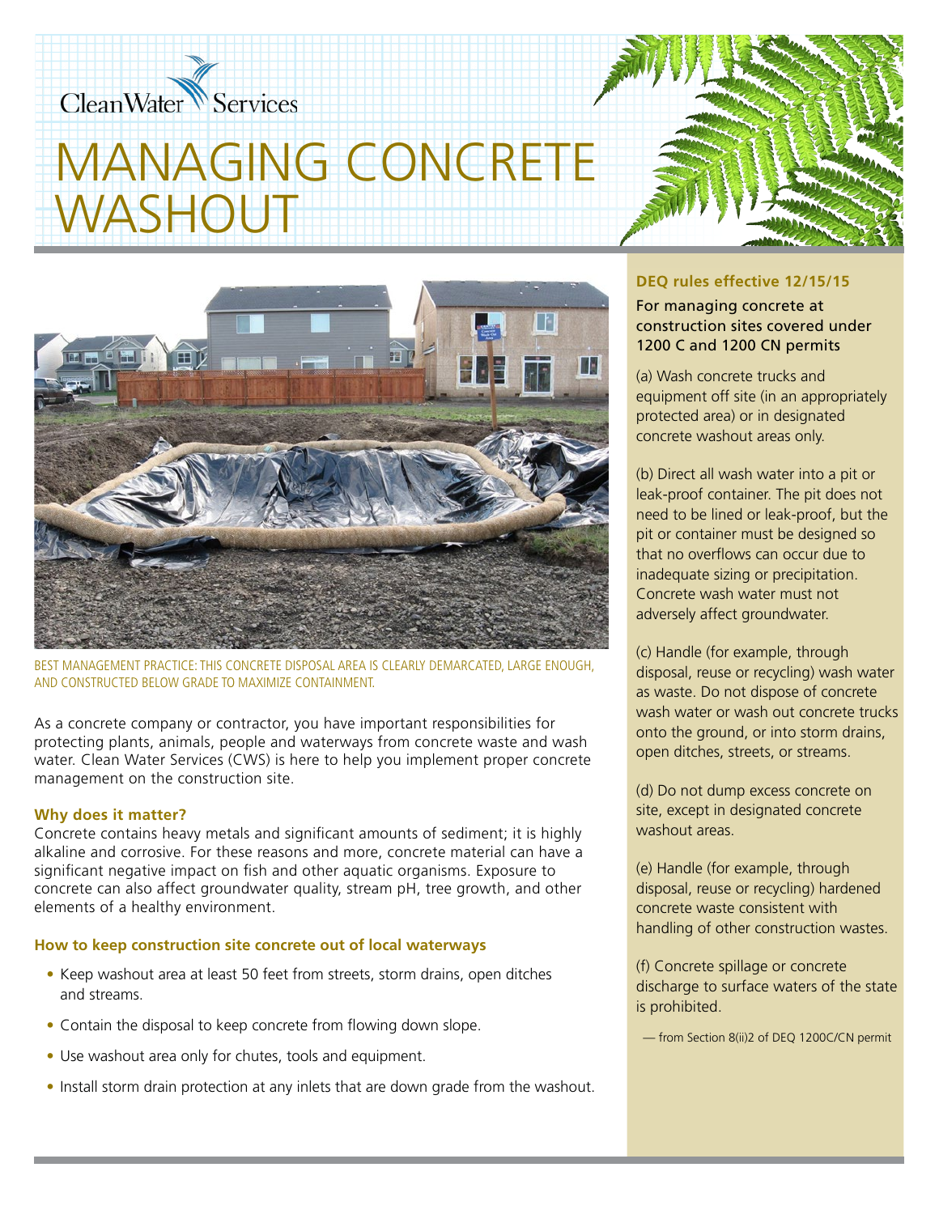Clean Water Services

# MANAGING CONCRETE WASHOUT

BEST MANAGEMENT PRACTICE: THIS CONCRETE DISPOSAL AREA IS CLEARLY DEMARCATED, LARGE ENOUGH, AND CONSTRUCTED BELOW GRADE TO MAXIMIZE CONTAINMENT.

As a concrete company or contractor, you have important responsibilities for protecting plants, animals, people and waterways from concrete waste and wash water. Clean Water Services (CWS) is here to help you implement proper concrete management on the construction site.

### Why does it matter?

Concrete contains heavy metals and significant amounts of sediment; it is highly alkaline and corrosive. For these reasons and more, concrete material can have a significant negative impact on fish and other aquatic organisms. Exposure to concrete can also affect groundwater quality, stream pH, tree growth, and other elements of a healthy environment.

### How to keep construction site concrete out of local waterways

- Keep washout area at least 50 feet from streets, storm drains, open ditches and streams.
- Contain the disposal to keep concrete from flowing down slope.
- Use washout area only for chutes, tools and equipment.
- Install storm drain protection at any inlets that are down grade from the washout.

### DEQ rules effective 12/15/15

For managing concrete at construction sites covered under 1200 C and 1200 CN permits

(a) Wash concrete trucks and equipment off site (in an appropriately protected area) or in designated concrete washout areas only.

(b) Direct all wash water into a pit or leak-proof container. The pit does not need to be lined or leak-proof, but the pit or container must be designed so that no overflows can occur due to inadequate sizing or precipitation. Concrete wash water must not adversely affect groundwater.

(c) Handle (for example, through disposal, reuse or recycling) wash water as waste. Do not dispose of concrete wash water or wash out concrete trucks onto the ground, or into storm drains, open ditches, streets, or streams.

(d) Do not dump excess concrete on site, except in designated concrete washout areas.

(e) Handle (for example, through disposal, reuse or recycling) hardened concrete waste consistent with handling of other construction wastes.

(f) Concrete spillage or concrete discharge to surface waters of the state is prohibited.

— from Section 8(ii)2 of DEQ 1200C/CN permit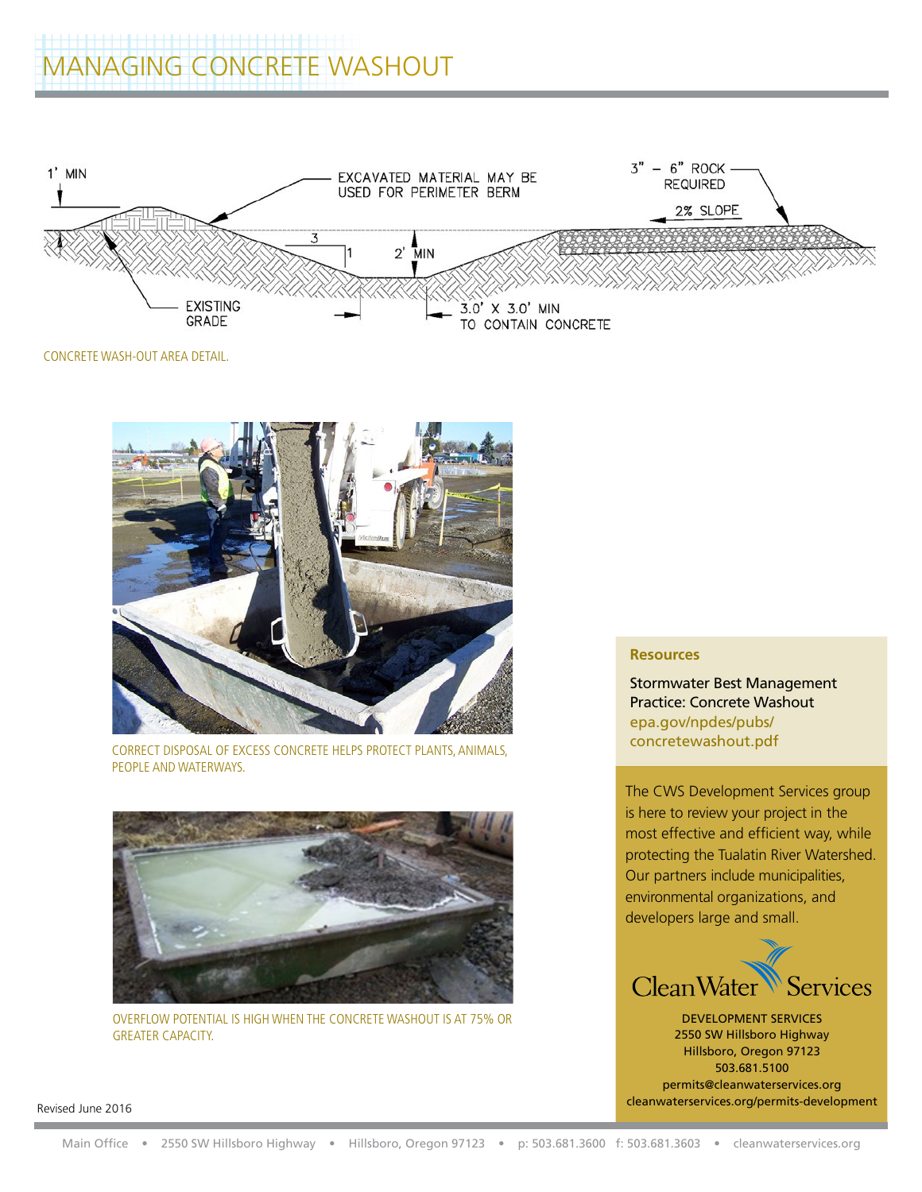# MANAGING CONCRETE WASHOUT

1' MIN

EXCAVATED MATERIAL MAY BE USED FOR PERIMETER BERM

3" – 6" ROCK REQUIRED

2% SLOPE

3

1

2' MIN

EXISTING GRADE

3.0' X 3.0' MIN TO CONTAIN CONCRETE

CONCRETE WASH-OUT AREA DETAIL.

CORRECT DISPOSAL OF EXCESS CONCRETE HELPS PROTECT PLANTS, ANIMALS, PEOPLE AND WATERWAYS.

OVERFLOW POTENTIAL IS HIGH WHEN THE CONCRETE WASHOUT IS AT 75% OR GREATER CAPACITY.

### Resources

Stormwater Best Management Practice: Concrete Washout
epa.gov/npdes/pubs/concretewashout.pdf

The CWS Development Services group is here to review your project in the most effective and efficient way, while protecting the Tualatin River Watershed. Our partners include municipalities, environmental organizations, and developers large and small.

Clean Water Services

DEVELOPMENT SERVICES
2550 SW Hillsboro Highway
Hillsboro, Oregon 97123
503.681.5100
permits@cleanwaterservices.org
cleanwaterservices.org/permits-development

Revised June 2016

Main Office • 2550 SW Hillsboro Highway • Hillsboro, Oregon 97123 • p: 503.681.3600 f: 503.681.3603 • cleanwaterservices.org